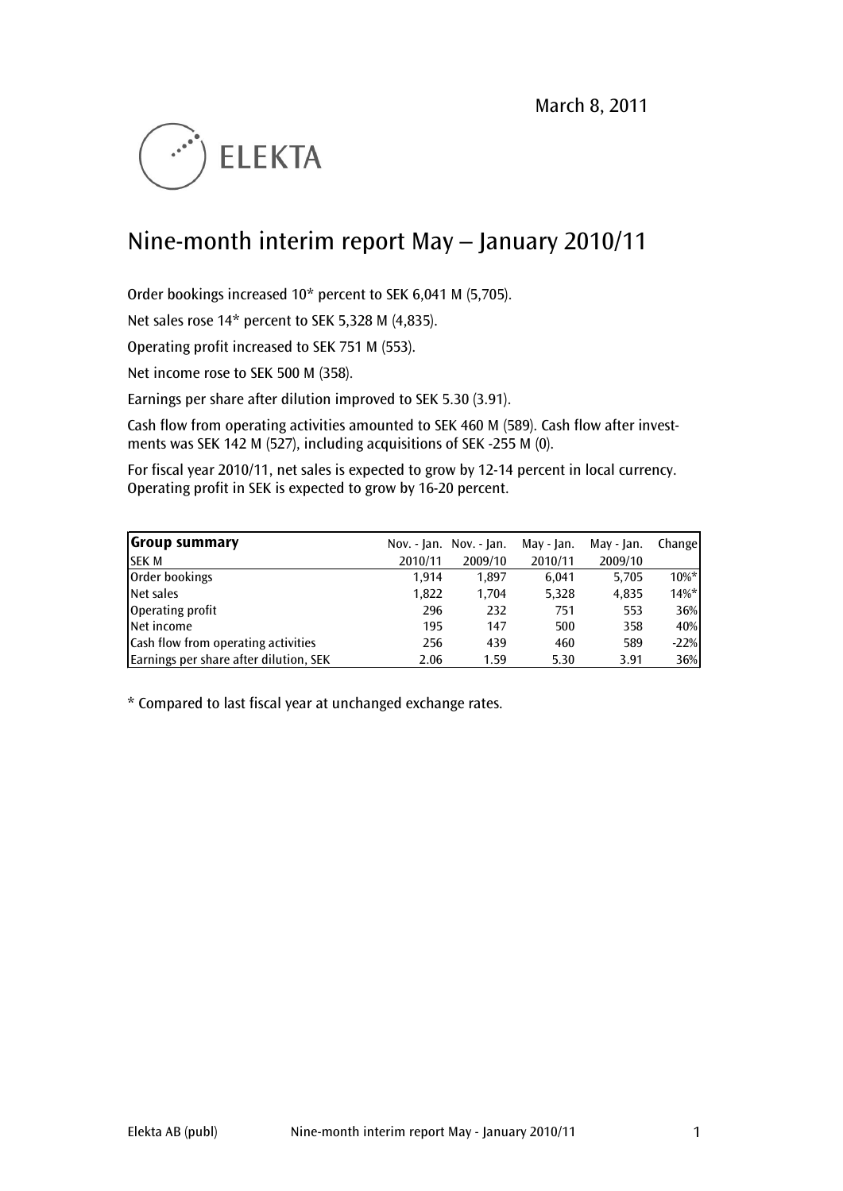March 8, 2011

ELEKTA

# Nine-month interim report May – January 2010/11

Order bookings increased 10* percent to SEK 6,041 M (5,705).

Net sales rose 14* percent to SEK 5,328 M (4,835).

Operating profit increased to SEK 751 M (553).

Net income rose to SEK 500 M (358).

Earnings per share after dilution improved to SEK 5.30 (3.91).

Cash flow from operating activities amounted to SEK 460 M (589). Cash flow after investments was SEK 142 M (527), including acquisitions of SEK -255 M (0).

For fiscal year 2010/11, net sales is expected to grow by 12-14 percent in local currency. Operating profit in SEK is expected to grow by 16-20 percent.

| **Group summary** | Nov. - Jan. | Nov. - Jan. | May - Jan. | May - Jan. | Change |
|---|---|---|---|---|---|
| SEK M | 2010/11 | 2009/10 | 2010/11 | 2009/10 | |
| Order bookings | 1,914 | 1,897 | 6,041 | 5,705 | 10%* |
| Net sales | 1,822 | 1,704 | 5,328 | 4,835 | 14%* |
| Operating profit | 296 | 232 | 751 | 553 | 36% |
| Net income | 195 | 147 | 500 | 358 | 40% |
| Cash flow from operating activities | 256 | 439 | 460 | 589 | -22% |
| Earnings per share after dilution, SEK | 2.06 | 1.59 | 5.30 | 3.91 | 36% |

* Compared to last fiscal year at unchanged exchange rates.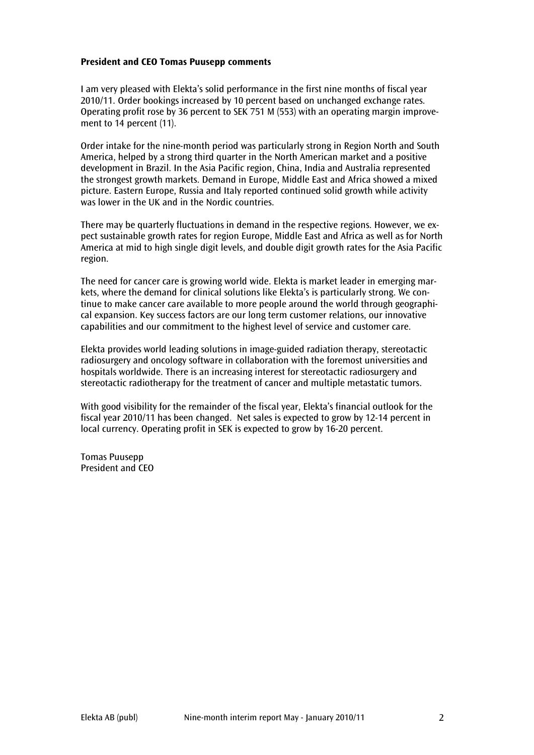**President and CEO Tomas Puusepp comments**

I am very pleased with Elekta's solid performance in the first nine months of fiscal year 2010/11. Order bookings increased by 10 percent based on unchanged exchange rates. Operating profit rose by 36 percent to SEK 751 M (553) with an operating margin improvement to 14 percent (11).

Order intake for the nine-month period was particularly strong in Region North and South America, helped by a strong third quarter in the North American market and a positive development in Brazil. In the Asia Pacific region, China, India and Australia represented the strongest growth markets. Demand in Europe, Middle East and Africa showed a mixed picture. Eastern Europe, Russia and Italy reported continued solid growth while activity was lower in the UK and in the Nordic countries.

There may be quarterly fluctuations in demand in the respective regions. However, we expect sustainable growth rates for region Europe, Middle East and Africa as well as for North America at mid to high single digit levels, and double digit growth rates for the Asia Pacific region.

The need for cancer care is growing world wide. Elekta is market leader in emerging markets, where the demand for clinical solutions like Elekta's is particularly strong. We continue to make cancer care available to more people around the world through geographical expansion. Key success factors are our long term customer relations, our innovative capabilities and our commitment to the highest level of service and customer care.

Elekta provides world leading solutions in image-guided radiation therapy, stereotactic radiosurgery and oncology software in collaboration with the foremost universities and hospitals worldwide. There is an increasing interest for stereotactic radiosurgery and stereotactic radiotherapy for the treatment of cancer and multiple metastatic tumors.

With good visibility for the remainder of the fiscal year, Elekta's financial outlook for the fiscal year 2010/11 has been changed. Net sales is expected to grow by 12-14 percent in local currency. Operating profit in SEK is expected to grow by 16-20 percent.

Tomas Puusepp
President and CEO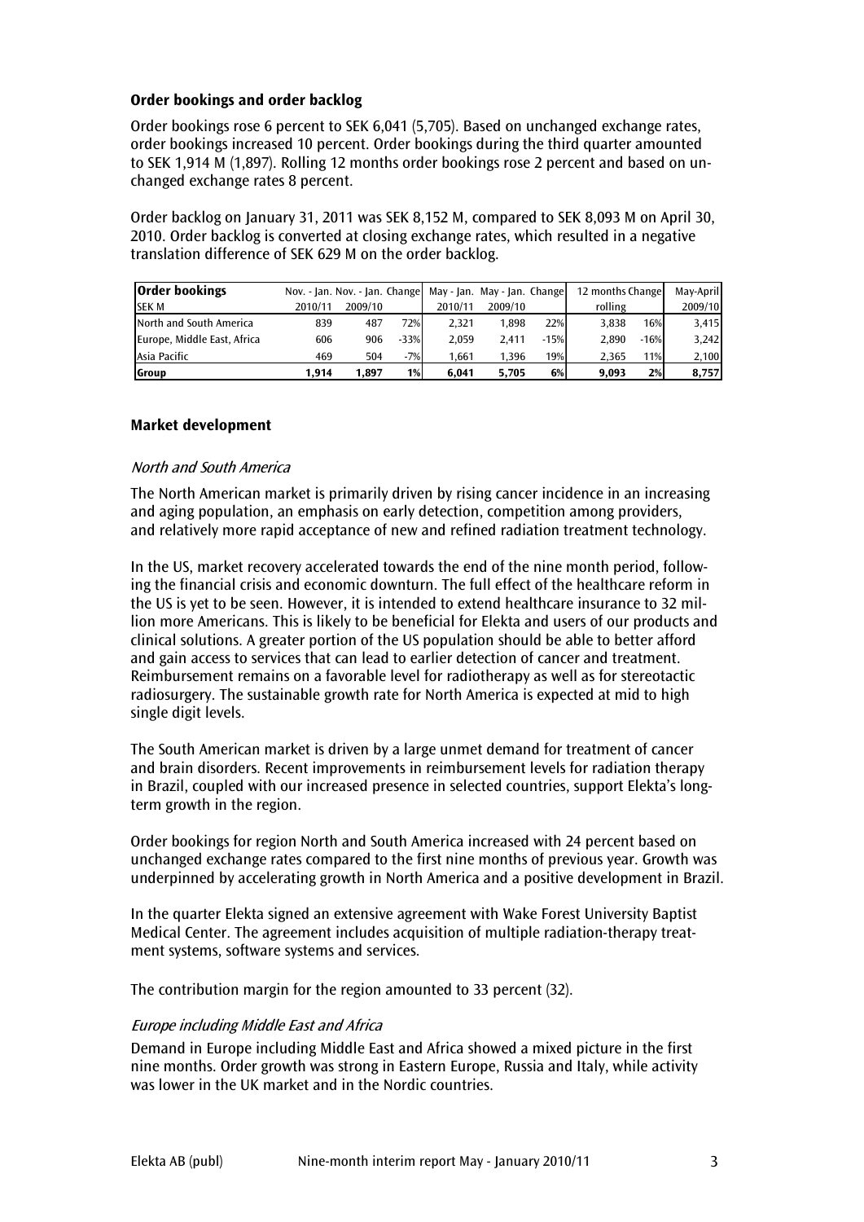### Order bookings and order backlog

Order bookings rose 6 percent to SEK 6,041 (5,705). Based on unchanged exchange rates, order bookings increased 10 percent. Order bookings during the third quarter amounted to SEK 1,914 M (1,897). Rolling 12 months order bookings rose 2 percent and based on unchanged exchange rates 8 percent.

Order backlog on January 31, 2011 was SEK 8,152 M, compared to SEK 8,093 M on April 30, 2010. Order backlog is converted at closing exchange rates, which resulted in a negative translation difference of SEK 629 M on the order backlog.

| **Order bookings** | Nov. - Jan. | Nov. - Jan. | Change | May - Jan. | May - Jan. | Change | 12 months | Change | May-April |
|---|---|---|---|---|---|---|---|---|---|
| SEK M | 2010/11 | 2009/10 | | 2010/11 | 2009/10 | | rolling | | 2009/10 |
| North and South America | 839 | 487 | 72% | 2,321 | 1,898 | 22% | 3,838 | 16% | 3,415 |
| Europe, Middle East, Africa | 606 | 906 | -33% | 2,059 | 2,411 | -15% | 2,890 | -16% | 3,242 |
| Asia Pacific | 469 | 504 | -7% | 1,661 | 1,396 | 19% | 2,365 | 11% | 2,100 |
| **Group** | **1,914** | **1,897** | **1%** | **6,041** | **5,705** | **6%** | **9,093** | **2%** | **8,757** |

### Market development

*North and South America*

The North American market is primarily driven by rising cancer incidence in an increasing and aging population, an emphasis on early detection, competition among providers, and relatively more rapid acceptance of new and refined radiation treatment technology.

In the US, market recovery accelerated towards the end of the nine month period, following the financial crisis and economic downturn. The full effect of the healthcare reform in the US is yet to be seen. However, it is intended to extend healthcare insurance to 32 million more Americans. This is likely to be beneficial for Elekta and users of our products and clinical solutions. A greater portion of the US population should be able to better afford and gain access to services that can lead to earlier detection of cancer and treatment. Reimbursement remains on a favorable level for radiotherapy as well as for stereotactic radiosurgery. The sustainable growth rate for North America is expected at mid to high single digit levels.

The South American market is driven by a large unmet demand for treatment of cancer and brain disorders. Recent improvements in reimbursement levels for radiation therapy in Brazil, coupled with our increased presence in selected countries, support Elekta's long-term growth in the region.

Order bookings for region North and South America increased with 24 percent based on unchanged exchange rates compared to the first nine months of previous year. Growth was underpinned by accelerating growth in North America and a positive development in Brazil.

In the quarter Elekta signed an extensive agreement with Wake Forest University Baptist Medical Center. The agreement includes acquisition of multiple radiation-therapy treatment systems, software systems and services.

The contribution margin for the region amounted to 33 percent (32).

*Europe including Middle East and Africa*

Demand in Europe including Middle East and Africa showed a mixed picture in the first nine months. Order growth was strong in Eastern Europe, Russia and Italy, while activity was lower in the UK market and in the Nordic countries.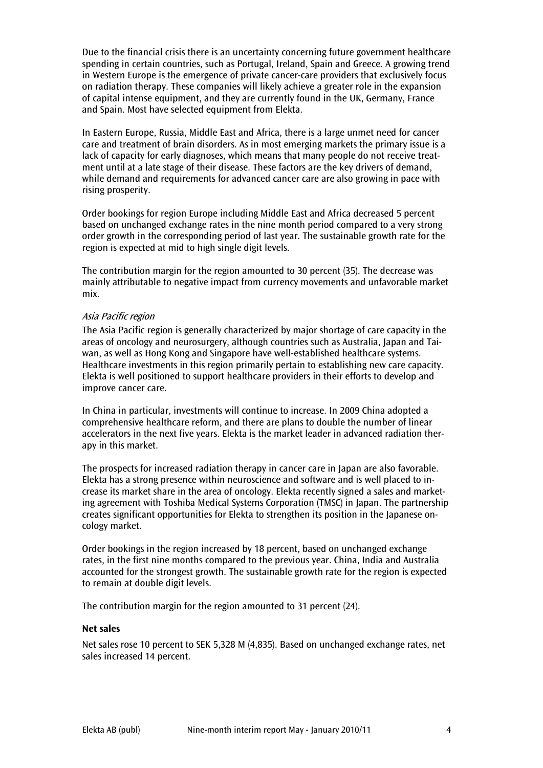Due to the financial crisis there is an uncertainty concerning future government healthcare spending in certain countries, such as Portugal, Ireland, Spain and Greece. A growing trend in Western Europe is the emergence of private cancer-care providers that exclusively focus on radiation therapy. These companies will likely achieve a greater role in the expansion of capital intense equipment, and they are currently found in the UK, Germany, France and Spain. Most have selected equipment from Elekta.

In Eastern Europe, Russia, Middle East and Africa, there is a large unmet need for cancer care and treatment of brain disorders. As in most emerging markets the primary issue is a lack of capacity for early diagnoses, which means that many people do not receive treatment until at a late stage of their disease. These factors are the key drivers of demand, while demand and requirements for advanced cancer care are also growing in pace with rising prosperity.

Order bookings for region Europe including Middle East and Africa decreased 5 percent based on unchanged exchange rates in the nine month period compared to a very strong order growth in the corresponding period of last year. The sustainable growth rate for the region is expected at mid to high single digit levels.

The contribution margin for the region amounted to 30 percent (35). The decrease was mainly attributable to negative impact from currency movements and unfavorable market mix.

*Asia Pacific region*

The Asia Pacific region is generally characterized by major shortage of care capacity in the areas of oncology and neurosurgery, although countries such as Australia, Japan and Taiwan, as well as Hong Kong and Singapore have well-established healthcare systems. Healthcare investments in this region primarily pertain to establishing new care capacity. Elekta is well positioned to support healthcare providers in their efforts to develop and improve cancer care.

In China in particular, investments will continue to increase. In 2009 China adopted a comprehensive healthcare reform, and there are plans to double the number of linear accelerators in the next five years. Elekta is the market leader in advanced radiation therapy in this market.

The prospects for increased radiation therapy in cancer care in Japan are also favorable. Elekta has a strong presence within neuroscience and software and is well placed to increase its market share in the area of oncology. Elekta recently signed a sales and marketing agreement with Toshiba Medical Systems Corporation (TMSC) in Japan. The partnership creates significant opportunities for Elekta to strengthen its position in the Japanese oncology market.

Order bookings in the region increased by 18 percent, based on unchanged exchange rates, in the first nine months compared to the previous year. China, India and Australia accounted for the strongest growth. The sustainable growth rate for the region is expected to remain at double digit levels.

The contribution margin for the region amounted to 31 percent (24).

**Net sales**

Net sales rose 10 percent to SEK 5,328 M (4,835). Based on unchanged exchange rates, net sales increased 14 percent.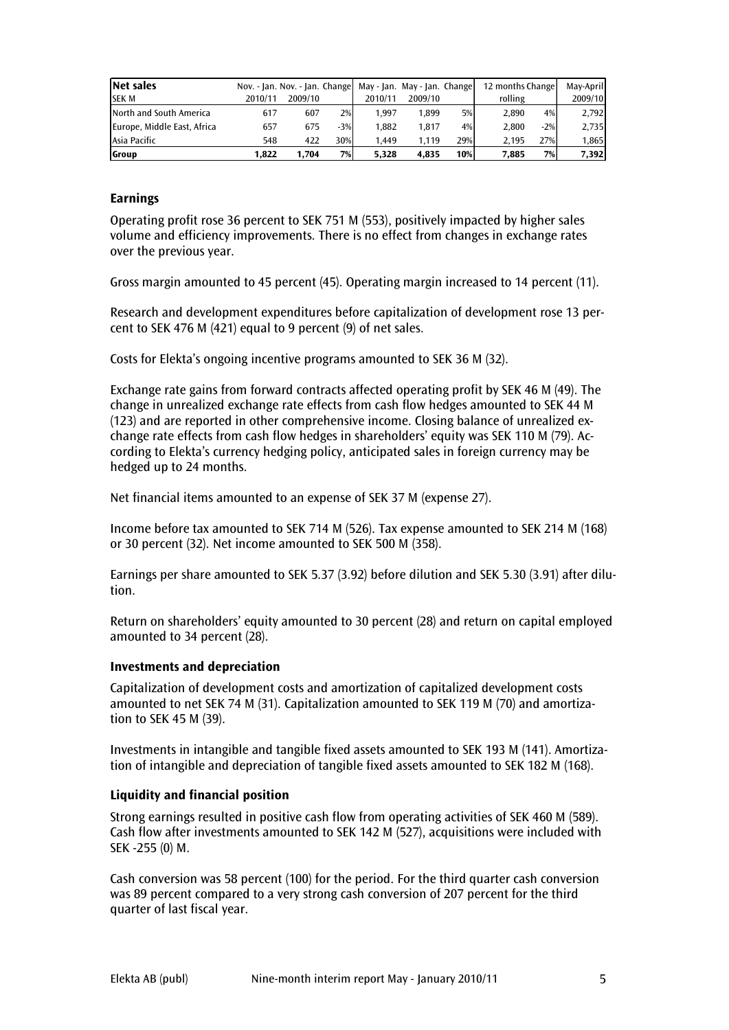| **Net sales** | Nov. - Jan. | Nov. - Jan. | Change | May - Jan. | May - Jan. | Change | 12 months | Change | May-April |
|---|---|---|---|---|---|---|---|---|---|
| SEK M | 2010/11 | 2009/10 | | 2010/11 | 2009/10 | | rolling | | 2009/10 |
| North and South America | 617 | 607 | 2% | 1,997 | 1,899 | 5% | 2,890 | 4% | 2,792 |
| Europe, Middle East, Africa | 657 | 675 | -3% | 1,882 | 1,817 | 4% | 2,800 | -2% | 2,735 |
| Asia Pacific | 548 | 422 | 30% | 1,449 | 1,119 | 29% | 2,195 | 27% | 1,865 |
| **Group** | **1,822** | **1,704** | **7%** | **5,328** | **4,835** | **10%** | **7,885** | **7%** | **7,392** |

### Earnings

Operating profit rose 36 percent to SEK 751 M (553), positively impacted by higher sales volume and efficiency improvements. There is no effect from changes in exchange rates over the previous year.

Gross margin amounted to 45 percent (45). Operating margin increased to 14 percent (11).

Research and development expenditures before capitalization of development rose 13 percent to SEK 476 M (421) equal to 9 percent (9) of net sales.

Costs for Elekta's ongoing incentive programs amounted to SEK 36 M (32).

Exchange rate gains from forward contracts affected operating profit by SEK 46 M (49). The change in unrealized exchange rate effects from cash flow hedges amounted to SEK 44 M (123) and are reported in other comprehensive income. Closing balance of unrealized exchange rate effects from cash flow hedges in shareholders' equity was SEK 110 M (79). According to Elekta's currency hedging policy, anticipated sales in foreign currency may be hedged up to 24 months.

Net financial items amounted to an expense of SEK 37 M (expense 27).

Income before tax amounted to SEK 714 M (526). Tax expense amounted to SEK 214 M (168) or 30 percent (32). Net income amounted to SEK 500 M (358).

Earnings per share amounted to SEK 5.37 (3.92) before dilution and SEK 5.30 (3.91) after dilution.

Return on shareholders' equity amounted to 30 percent (28) and return on capital employed amounted to 34 percent (28).

### Investments and depreciation

Capitalization of development costs and amortization of capitalized development costs amounted to net SEK 74 M (31). Capitalization amounted to SEK 119 M (70) and amortization to SEK 45 M (39).

Investments in intangible and tangible fixed assets amounted to SEK 193 M (141). Amortization of intangible and depreciation of tangible fixed assets amounted to SEK 182 M (168).

### Liquidity and financial position

Strong earnings resulted in positive cash flow from operating activities of SEK 460 M (589). Cash flow after investments amounted to SEK 142 M (527), acquisitions were included with SEK -255 (0) M.

Cash conversion was 58 percent (100) for the period. For the third quarter cash conversion was 89 percent compared to a very strong cash conversion of 207 percent for the third quarter of last fiscal year.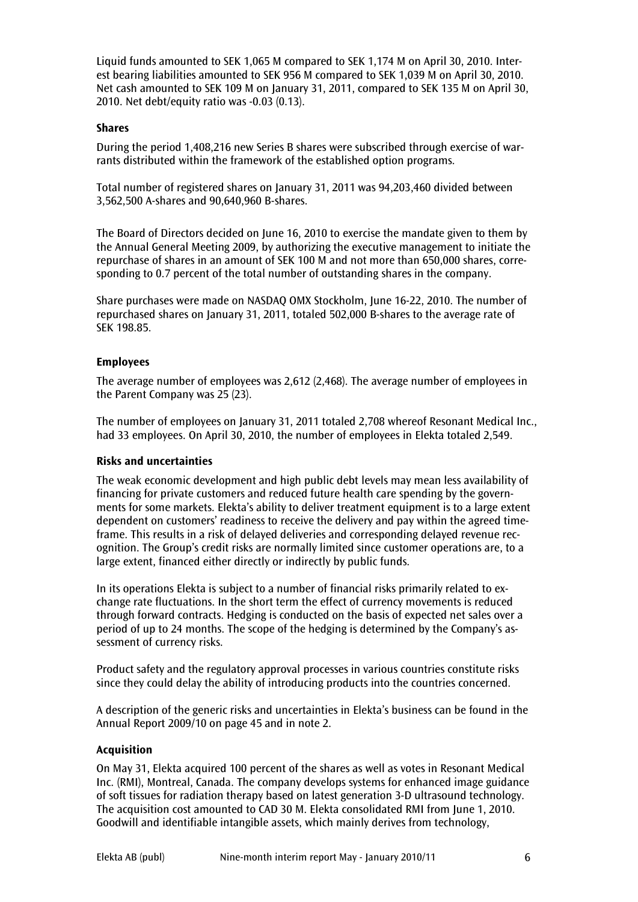Liquid funds amounted to SEK 1,065 M compared to SEK 1,174 M on April 30, 2010. Interest bearing liabilities amounted to SEK 956 M compared to SEK 1,039 M on April 30, 2010. Net cash amounted to SEK 109 M on January 31, 2011, compared to SEK 135 M on April 30, 2010. Net debt/equity ratio was -0.03 (0.13).

### Shares

During the period 1,408,216 new Series B shares were subscribed through exercise of warrants distributed within the framework of the established option programs.

Total number of registered shares on January 31, 2011 was 94,203,460 divided between 3,562,500 A-shares and 90,640,960 B-shares.

The Board of Directors decided on June 16, 2010 to exercise the mandate given to them by the Annual General Meeting 2009, by authorizing the executive management to initiate the repurchase of shares in an amount of SEK 100 M and not more than 650,000 shares, corresponding to 0.7 percent of the total number of outstanding shares in the company.

Share purchases were made on NASDAQ OMX Stockholm, June 16-22, 2010. The number of repurchased shares on January 31, 2011, totaled 502,000 B-shares to the average rate of SEK 198.85.

### Employees

The average number of employees was 2,612 (2,468). The average number of employees in the Parent Company was 25 (23).

The number of employees on January 31, 2011 totaled 2,708 whereof Resonant Medical Inc., had 33 employees. On April 30, 2010, the number of employees in Elekta totaled 2,549.

### Risks and uncertainties

The weak economic development and high public debt levels may mean less availability of financing for private customers and reduced future health care spending by the governments for some markets. Elekta's ability to deliver treatment equipment is to a large extent dependent on customers' readiness to receive the delivery and pay within the agreed timeframe. This results in a risk of delayed deliveries and corresponding delayed revenue recognition. The Group's credit risks are normally limited since customer operations are, to a large extent, financed either directly or indirectly by public funds.

In its operations Elekta is subject to a number of financial risks primarily related to exchange rate fluctuations. In the short term the effect of currency movements is reduced through forward contracts. Hedging is conducted on the basis of expected net sales over a period of up to 24 months. The scope of the hedging is determined by the Company's assessment of currency risks.

Product safety and the regulatory approval processes in various countries constitute risks since they could delay the ability of introducing products into the countries concerned.

A description of the generic risks and uncertainties in Elekta's business can be found in the Annual Report 2009/10 on page 45 and in note 2.

### Acquisition

On May 31, Elekta acquired 100 percent of the shares as well as votes in Resonant Medical Inc. (RMI), Montreal, Canada. The company develops systems for enhanced image guidance of soft tissues for radiation therapy based on latest generation 3-D ultrasound technology. The acquisition cost amounted to CAD 30 M. Elekta consolidated RMI from June 1, 2010. Goodwill and identifiable intangible assets, which mainly derives from technology,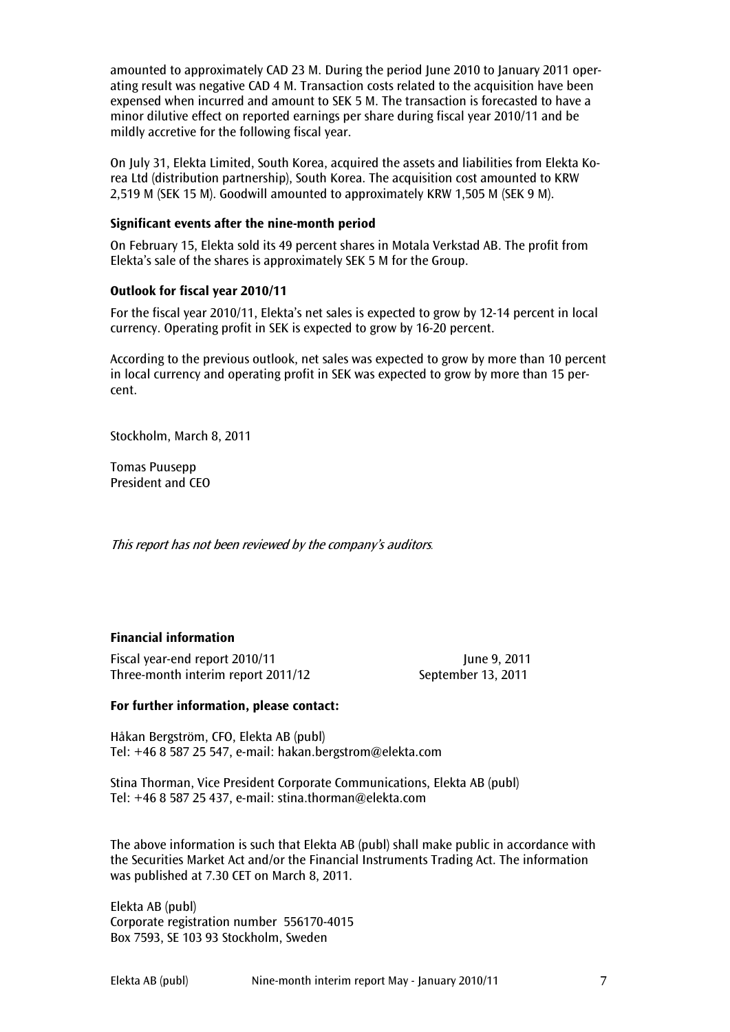amounted to approximately CAD 23 M. During the period June 2010 to January 2011 operating result was negative CAD 4 M. Transaction costs related to the acquisition have been expensed when incurred and amount to SEK 5 M. The transaction is forecasted to have a minor dilutive effect on reported earnings per share during fiscal year 2010/11 and be mildly accretive for the following fiscal year.

On July 31, Elekta Limited, South Korea, acquired the assets and liabilities from Elekta Korea Ltd (distribution partnership), South Korea. The acquisition cost amounted to KRW 2,519 M (SEK 15 M). Goodwill amounted to approximately KRW 1,505 M (SEK 9 M).

**Significant events after the nine-month period**

On February 15, Elekta sold its 49 percent shares in Motala Verkstad AB. The profit from Elekta's sale of the shares is approximately SEK 5 M for the Group.

**Outlook for fiscal year 2010/11**

For the fiscal year 2010/11, Elekta's net sales is expected to grow by 12-14 percent in local currency. Operating profit in SEK is expected to grow by 16-20 percent.

According to the previous outlook, net sales was expected to grow by more than 10 percent in local currency and operating profit in SEK was expected to grow by more than 15 percent.

Stockholm, March 8, 2011

Tomas Puusepp
President and CEO

*This report has not been reviewed by the company's auditors.*

**Financial information**

Fiscal year-end report 2010/11 — June 9, 2011
Three-month interim report 2011/12 — September 13, 2011

**For further information, please contact:**

Håkan Bergström, CFO, Elekta AB (publ)
Tel: +46 8 587 25 547, e-mail: hakan.bergstrom@elekta.com

Stina Thorman, Vice President Corporate Communications, Elekta AB (publ)
Tel: +46 8 587 25 437, e-mail: stina.thorman@elekta.com

The above information is such that Elekta AB (publ) shall make public in accordance with the Securities Market Act and/or the Financial Instruments Trading Act. The information was published at 7.30 CET on March 8, 2011.

Elekta AB (publ)
Corporate registration number 556170-4015
Box 7593, SE 103 93 Stockholm, Sweden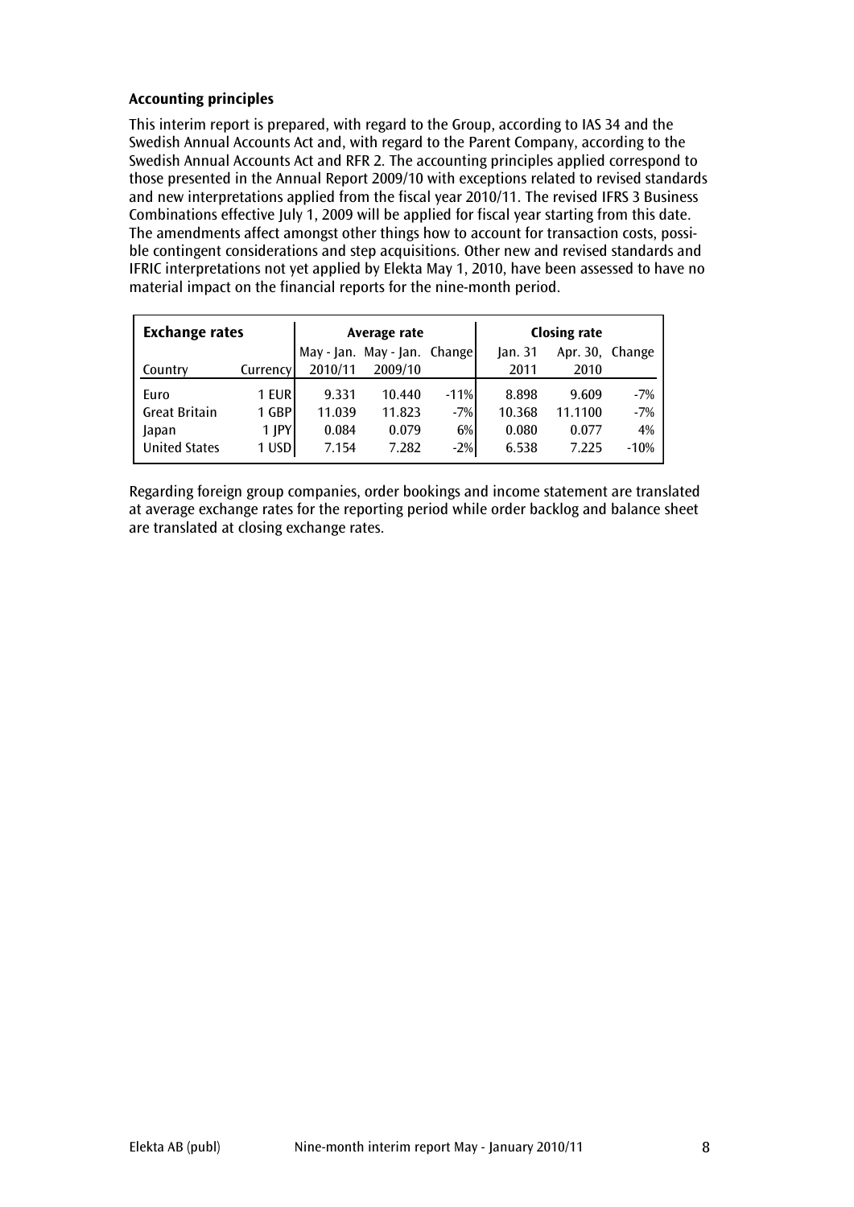**Accounting principles**

This interim report is prepared, with regard to the Group, according to IAS 34 and the Swedish Annual Accounts Act and, with regard to the Parent Company, according to the Swedish Annual Accounts Act and RFR 2. The accounting principles applied correspond to those presented in the Annual Report 2009/10 with exceptions related to revised standards and new interpretations applied from the fiscal year 2010/11. The revised IFRS 3 Business Combinations effective July 1, 2009 will be applied for fiscal year starting from this date. The amendments affect amongst other things how to account for transaction costs, possible contingent considerations and step acquisitions. Other new and revised standards and IFRIC interpretations not yet applied by Elekta May 1, 2010, have been assessed to have no material impact on the financial reports for the nine-month period.

| **Exchange rates** | | **Average rate** | | | **Closing rate** | | |
|---|---|---|---|---|---|---|---|
| Country | Currency | May - Jan. 2010/11 | May - Jan. 2009/10 | Change | Jan. 31 2011 | Apr. 30, 2010 | Change |
| Euro | 1 EUR | 9.331 | 10.440 | -11% | 8.898 | 9.609 | -7% |
| Great Britain | 1 GBP | 11.039 | 11.823 | -7% | 10.368 | 11.1100 | -7% |
| Japan | 1 JPY | 0.084 | 0.079 | 6% | 0.080 | 0.077 | 4% |
| United States | 1 USD | 7.154 | 7.282 | -2% | 6.538 | 7.225 | -10% |

Regarding foreign group companies, order bookings and income statement are translated at average exchange rates for the reporting period while order backlog and balance sheet are translated at closing exchange rates.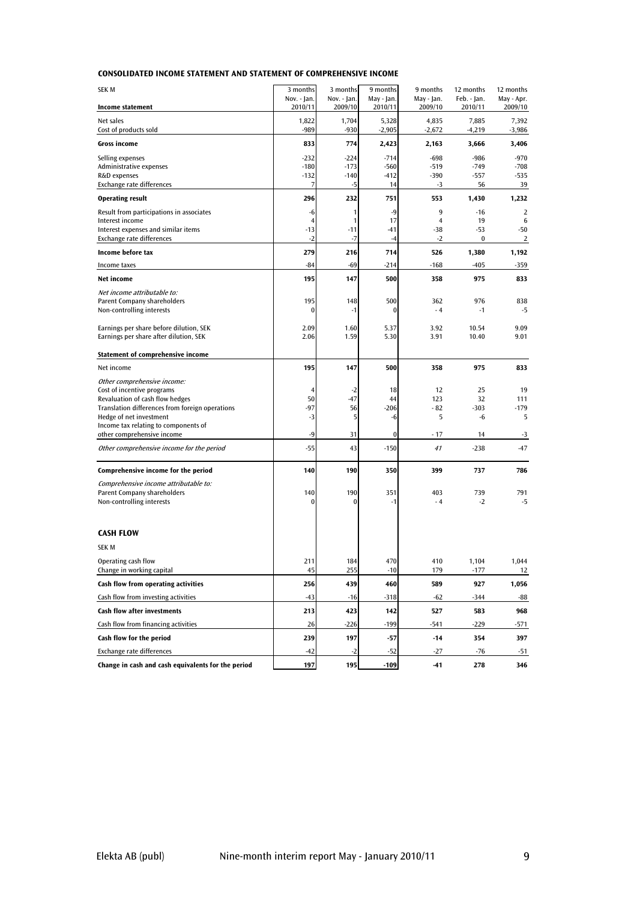## CONSOLIDATED INCOME STATEMENT AND STATEMENT OF COMPREHENSIVE INCOME

| SEK M | 3 months Nov. - Jan. 2010/11 | 3 months Nov. - Jan. 2009/10 | 9 months May - Jan. 2010/11 | 9 months May - Jan. 2009/10 | 12 months Feb. - Jan. 2010/11 | 12 months May - Apr. 2009/10 |
|---|---|---|---|---|---|---|
| **Income statement** | | | | | | |
| Net sales | 1,822 | 1,704 | 5,328 | 4,835 | 7,885 | 7,392 |
| Cost of products sold | -989 | -930 | -2,905 | -2,672 | -4,219 | -3,986 |
| **Gross income** | **833** | **774** | **2,423** | **2,163** | **3,666** | **3,406** |
| Selling expenses | -232 | -224 | -714 | -698 | -986 | -970 |
| Administrative expenses | -180 | -173 | -560 | -519 | -749 | -708 |
| R&D expenses | -132 | -140 | -412 | -390 | -557 | -535 |
| Exchange rate differences | 7 | -5 | 14 | -3 | 56 | 39 |
| **Operating result** | **296** | **232** | **751** | **553** | **1,430** | **1,232** |
| Result from participations in associates | -6 | 1 | -9 | 9 | -16 | 2 |
| Interest income | 4 | 1 | 17 | 4 | 19 | 6 |
| Interest expenses and similar items | -13 | -11 | -41 | -38 | -53 | -50 |
| Exchange rate differences | -2 | -7 | -4 | -2 | 0 | 2 |
| **Income before tax** | **279** | **216** | **714** | **526** | **1,380** | **1,192** |
| Income taxes | -84 | -69 | -214 | -168 | -405 | -359 |
| **Net income** | **195** | **147** | **500** | **358** | **975** | **833** |
| *Net income attributable to:* | | | | | | |
| Parent Company shareholders | 195 | 148 | 500 | 362 | 976 | 838 |
| Non-controlling interests | 0 | -1 | 0 | - 4 | -1 | -5 |
| Earnings per share before dilution, SEK | 2.09 | 1.60 | 5.37 | 3.92 | 10.54 | 9.09 |
| Earnings per share after dilution, SEK | 2.06 | 1.59 | 5.30 | 3.91 | 10.40 | 9.01 |
| **Statement of comprehensive income** | | | | | | |
| Net income | 195 | 147 | 500 | 358 | 975 | 833 |
| *Other comprehensive income:* | | | | | | |
| Cost of incentive programs | 4 | -2 | 18 | 12 | 25 | 19 |
| Revaluation of cash flow hedges | 50 | -47 | 44 | 123 | 32 | 111 |
| Translation differences from foreign operations | -97 | 56 | -206 | - 82 | -303 | -179 |
| Hedge of net investment | -3 | 5 | -6 | 5 | -6 | 5 |
| Income tax relating to components of other comprehensive income | -9 | 31 | 0 | - 17 | 14 | -3 |
| *Other comprehensive income for the period* | -55 | 43 | -150 | *41* | -238 | -47 |
| **Comprehensive income for the period** | **140** | **190** | **350** | **399** | **737** | **786** |
| *Comprehensive income attributable to:* | | | | | | |
| Parent Company shareholders | 140 | 190 | 351 | 403 | 739 | 791 |
| Non-controlling interests | 0 | 0 | -1 | - 4 | -2 | -5 |

## CASH FLOW

| SEK M | 3 months Nov. - Jan. 2010/11 | 3 months Nov. - Jan. 2009/10 | 9 months May - Jan. 2010/11 | 9 months May - Jan. 2009/10 | 12 months Feb. - Jan. 2010/11 | 12 months May - Apr. 2009/10 |
|---|---|---|---|---|---|---|
| Operating cash flow | 211 | 184 | 470 | 410 | 1,104 | 1,044 |
| Change in working capital | 45 | 255 | -10 | 179 | -177 | 12 |
| **Cash flow from operating activities** | **256** | **439** | **460** | **589** | **927** | **1,056** |
| Cash flow from investing activities | -43 | -16 | -318 | -62 | -344 | -88 |
| **Cash flow after investments** | **213** | **423** | **142** | **527** | **583** | **968** |
| Cash flow from financing activities | 26 | -226 | -199 | -541 | -229 | -571 |
| **Cash flow for the period** | **239** | **197** | **-57** | **-14** | **354** | **397** |
| Exchange rate differences | -42 | -2 | -52 | -27 | -76 | -51 |
| **Change in cash and cash equivalents for the period** | **197** | **195** | **-109** | **-41** | **278** | **346** |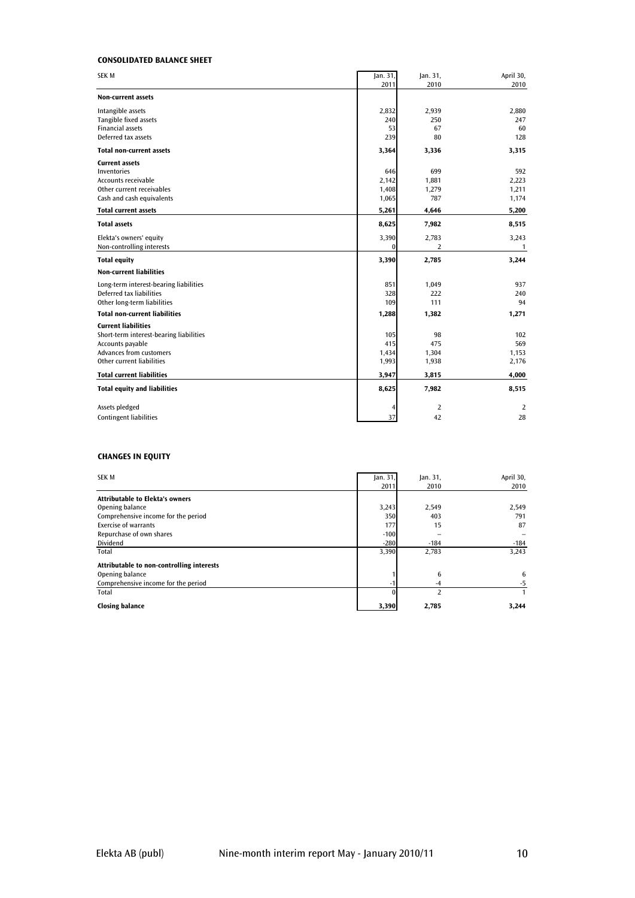## CONSOLIDATED BALANCE SHEET

| SEK M | Jan. 31, 2011 | Jan. 31, 2010 | April 30, 2010 |
|---|---|---|---|
| **Non-current assets** | | | |
| Intangible assets | 2,832 | 2,939 | 2,880 |
| Tangible fixed assets | 240 | 250 | 247 |
| Financial assets | 53 | 67 | 60 |
| Deferred tax assets | 239 | 80 | 128 |
| **Total non-current assets** | **3,364** | **3,336** | **3,315** |
| **Current assets** | | | |
| Inventories | 646 | 699 | 592 |
| Accounts receivable | 2,142 | 1,881 | 2,223 |
| Other current receivables | 1,408 | 1,279 | 1,211 |
| Cash and cash equivalents | 1,065 | 787 | 1,174 |
| **Total current assets** | **5,261** | **4,646** | **5,200** |
| **Total assets** | **8,625** | **7,982** | **8,515** |
| Elekta's owners' equity | 3,390 | 2,783 | 3,243 |
| Non-controlling interests | 0 | 2 | 1 |
| **Total equity** | **3,390** | **2,785** | **3,244** |
| **Non-current liabilities** | | | |
| Long-term interest-bearing liabilities | 851 | 1,049 | 937 |
| Deferred tax liabilities | 328 | 222 | 240 |
| Other long-term liabilities | 109 | 111 | 94 |
| **Total non-current liabilities** | **1,288** | **1,382** | **1,271** |
| **Current liabilities** | | | |
| Short-term interest-bearing liabilities | 105 | 98 | 102 |
| Accounts payable | 415 | 475 | 569 |
| Advances from customers | 1,434 | 1,304 | 1,153 |
| Other current liabilities | 1,993 | 1,938 | 2,176 |
| **Total current liabilities** | **3,947** | **3,815** | **4,000** |
| **Total equity and liabilities** | **8,625** | **7,982** | **8,515** |
| Assets pledged | 4 | 2 | 2 |
| Contingent liabilities | 37 | 42 | 28 |

## CHANGES IN EQUITY

| SEK M | Jan. 31, 2011 | Jan. 31, 2010 | April 30, 2010 |
|---|---|---|---|
| **Attributable to Elekta's owners** | | | |
| Opening balance | 3,243 | 2,549 | 2,549 |
| Comprehensive income for the period | 350 | 403 | 791 |
| Exercise of warrants | 177 | 15 | 87 |
| Repurchase of own shares | -100 | – | – |
| Dividend | -280 | -184 | -184 |
| Total | 3,390 | 2,783 | 3,243 |
| **Attributable to non-controlling interests** | | | |
| Opening balance | 1 | 6 | 6 |
| Comprehensive income for the period | -1 | -4 | -5 |
| Total | 0 | 2 | 1 |
| **Closing balance** | **3,390** | **2,785** | **3,244** |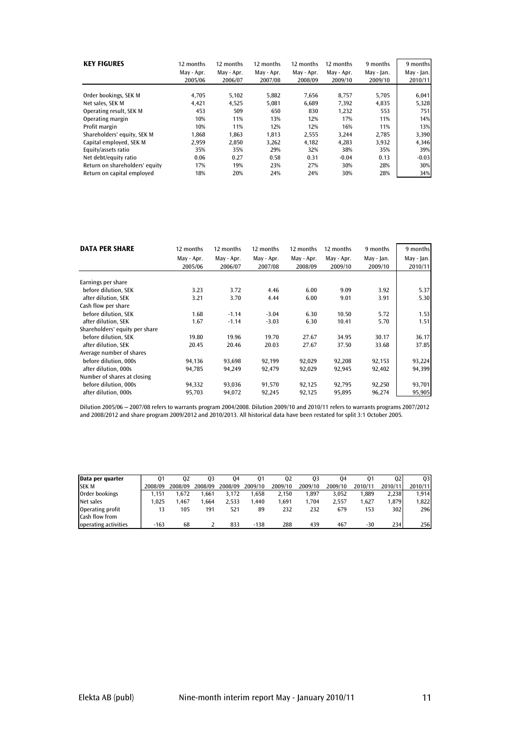| KEY FIGURES | 12 months May - Apr. 2005/06 | 12 months May - Apr. 2006/07 | 12 months May - Apr. 2007/08 | 12 months May - Apr. 2008/09 | 12 months May - Apr. 2009/10 | 9 months May - Jan. 2009/10 | 9 months May - Jan. 2010/11 |
|---|---|---|---|---|---|---|---|
| Order bookings, SEK M | 4,705 | 5,102 | 5,882 | 7,656 | 8,757 | 5,705 | 6,041 |
| Net sales, SEK M | 4,421 | 4,525 | 5,081 | 6,689 | 7,392 | 4,835 | 5,328 |
| Operating result, SEK M | 453 | 509 | 650 | 830 | 1,232 | 553 | 751 |
| Operating margin | 10% | 11% | 13% | 12% | 17% | 11% | 14% |
| Profit margin | 10% | 11% | 12% | 12% | 16% | 11% | 13% |
| Shareholders' equity, SEK M | 1,868 | 1,863 | 1,813 | 2,555 | 3,244 | 2,785 | 3,390 |
| Capital employed, SEK M | 2,959 | 2,850 | 3,262 | 4,182 | 4,283 | 3,932 | 4,346 |
| Equity/assets ratio | 35% | 35% | 29% | 32% | 38% | 35% | 39% |
| Net debt/equity ratio | 0.06 | 0.27 | 0.58 | 0.31 | -0.04 | 0.13 | -0.03 |
| Return on shareholders' equity | 17% | 19% | 23% | 27% | 30% | 28% | 30% |
| Return on capital employed | 18% | 20% | 24% | 24% | 30% | 28% | 34% |

| DATA PER SHARE | 12 months May - Apr. 2005/06 | 12 months May - Apr. 2006/07 | 12 months May - Apr. 2007/08 | 12 months May - Apr. 2008/09 | 12 months May - Apr. 2009/10 | 9 months May - Jan. 2009/10 | 9 months May - Jan. 2010/11 |
|---|---|---|---|---|---|---|---|
| Earnings per share | | | | | | | |
| before dilution, SEK | 3.23 | 3.72 | 4.46 | 6.00 | 9.09 | 3.92 | 5.37 |
| after dilution, SEK | 3.21 | 3.70 | 4.44 | 6.00 | 9.01 | 3.91 | 5.30 |
| Cash flow per share | | | | | | | |
| before dilution, SEK | 1.68 | -1.14 | -3.04 | 6.30 | 10.50 | 5.72 | 1.53 |
| after dilution, SEK | 1.67 | -1.14 | -3.03 | 6.30 | 10.41 | 5.70 | 1.51 |
| Shareholders' equity per share | | | | | | | |
| before dilution, SEK | 19.80 | 19.96 | 19.70 | 27.67 | 34.95 | 30.17 | 36.17 |
| after dilution, SEK | 20.45 | 20.46 | 20.03 | 27.67 | 37.50 | 33.68 | 37.85 |
| Average number of shares | | | | | | | |
| before dilution, 000s | 94,136 | 93,698 | 92,199 | 92,029 | 92,208 | 92,153 | 93,224 |
| after dilution, 000s | 94,785 | 94,249 | 92,479 | 92,029 | 92,945 | 92,402 | 94,399 |
| Number of shares at closing | | | | | | | |
| before dilution, 000s | 94,332 | 93,036 | 91,570 | 92,125 | 92,795 | 92,250 | 93,701 |
| after dilution, 000s | 95,703 | 94,072 | 92,245 | 92,125 | 95,895 | 96,274 | 95,905 |

Dilution 2005/06 – 2007/08 refers to warrants program 2004/2008. Dilution 2009/10 and 2010/11 refers to warrants programs 2007/2012 and 2008/2012 and share program 2009/2012 and 2010/2013. All historical data have been restated for split 3:1 October 2005.

| Data per quarter SEK M | Q1 2008/09 | Q2 2008/09 | Q3 2008/09 | Q4 2008/09 | Q1 2009/10 | Q2 2009/10 | Q3 2009/10 | Q4 2009/10 | Q1 2010/11 | Q2 2010/11 | Q3 2010/11 |
|---|---|---|---|---|---|---|---|---|---|---|---|
| Order bookings | 1,151 | 1,672 | 1,661 | 3,172 | 1,658 | 2,150 | 1,897 | 3,052 | 1,889 | 2,238 | 1,914 |
| Net sales | 1,025 | 1,467 | 1,664 | 2,533 | 1,440 | 1,691 | 1,704 | 2,557 | 1,627 | 1,879 | 1,822 |
| Operating profit | 13 | 105 | 191 | 521 | 89 | 232 | 232 | 679 | 153 | 302 | 296 |
| Cash flow from operating activities | -163 | 68 | 2 | 833 | -138 | 288 | 439 | 467 | -30 | 234 | 256 |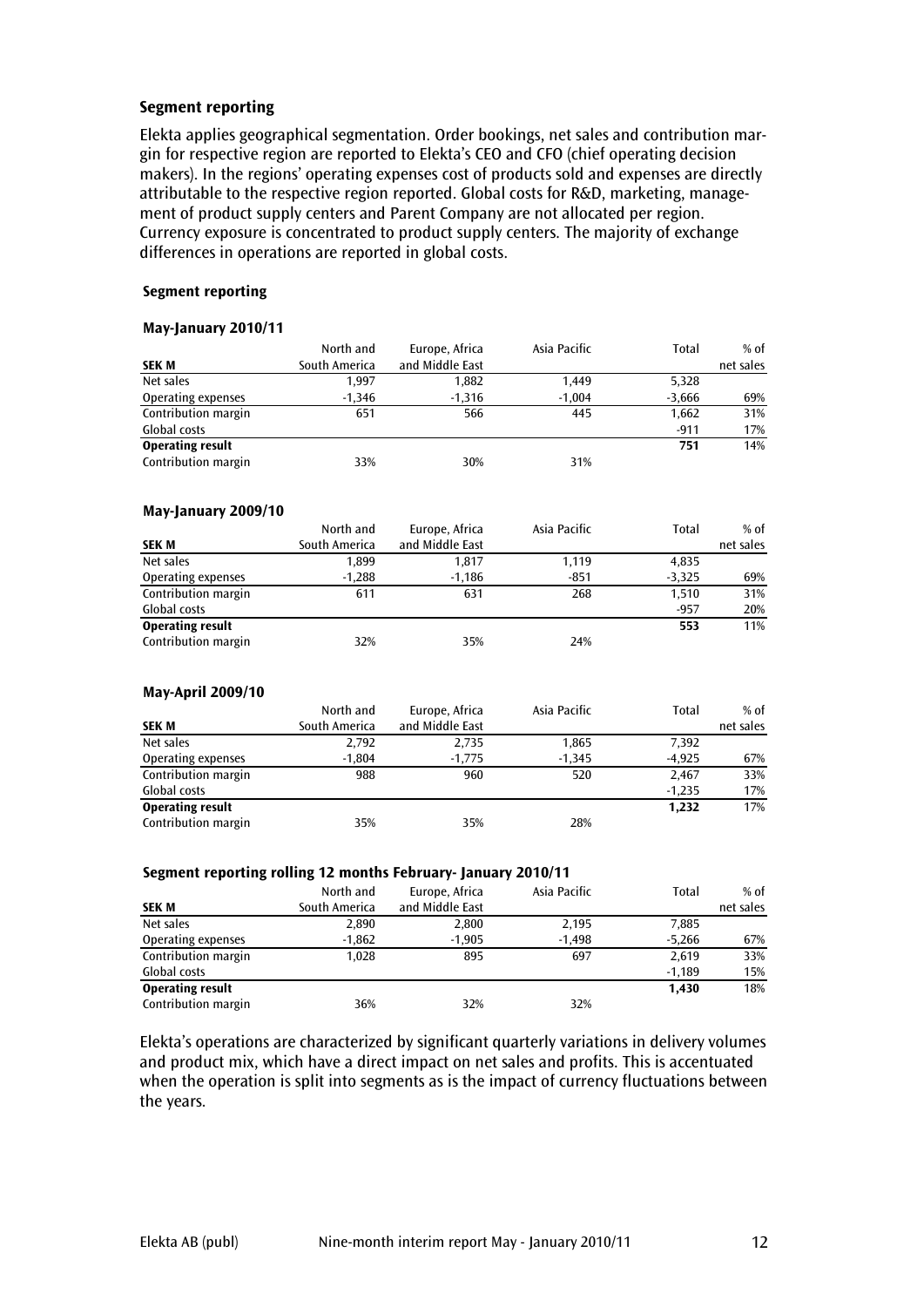## Segment reporting

Elekta applies geographical segmentation. Order bookings, net sales and contribution margin for respective region are reported to Elekta's CEO and CFO (chief operating decision makers). In the regions' operating expenses cost of products sold and expenses are directly attributable to the respective region reported. Global costs for R&D, marketing, management of product supply centers and Parent Company are not allocated per region. Currency exposure is concentrated to product supply centers. The majority of exchange differences in operations are reported in global costs.

### Segment reporting

**May-January 2010/11**

| SEK M | North and South America | Europe, Africa and Middle East | Asia Pacific | Total | % of net sales |
|---|---|---|---|---|---|
| Net sales | 1,997 | 1,882 | 1,449 | 5,328 | |
| Operating expenses | -1,346 | -1,316 | -1,004 | -3,666 | 69% |
| Contribution margin | 651 | 566 | 445 | 1,662 | 31% |
| Global costs | | | | -911 | 17% |
| **Operating result** | | | | **751** | 14% |
| Contribution margin | 33% | 30% | 31% | | |

**May-January 2009/10**

| SEK M | North and South America | Europe, Africa and Middle East | Asia Pacific | Total | % of net sales |
|---|---|---|---|---|---|
| Net sales | 1,899 | 1,817 | 1,119 | 4,835 | |
| Operating expenses | -1,288 | -1,186 | -851 | -3,325 | 69% |
| Contribution margin | 611 | 631 | 268 | 1,510 | 31% |
| Global costs | | | | -957 | 20% |
| **Operating result** | | | | **553** | 11% |
| Contribution margin | 32% | 35% | 24% | | |

**May-April 2009/10**

| SEK M | North and South America | Europe, Africa and Middle East | Asia Pacific | Total | % of net sales |
|---|---|---|---|---|---|
| Net sales | 2,792 | 2,735 | 1,865 | 7,392 | |
| Operating expenses | -1,804 | -1,775 | -1,345 | -4,925 | 67% |
| Contribution margin | 988 | 960 | 520 | 2,467 | 33% |
| Global costs | | | | -1,235 | 17% |
| **Operating result** | | | | **1,232** | 17% |
| Contribution margin | 35% | 35% | 28% | | |

**Segment reporting rolling 12 months February- January 2010/11**

| SEK M | North and South America | Europe, Africa and Middle East | Asia Pacific | Total | % of net sales |
|---|---|---|---|---|---|
| Net sales | 2,890 | 2,800 | 2,195 | 7,885 | |
| Operating expenses | -1,862 | -1,905 | -1,498 | -5,266 | 67% |
| Contribution margin | 1,028 | 895 | 697 | 2,619 | 33% |
| Global costs | | | | -1,189 | 15% |
| **Operating result** | | | | **1,430** | 18% |
| Contribution margin | 36% | 32% | 32% | | |

Elekta's operations are characterized by significant quarterly variations in delivery volumes and product mix, which have a direct impact on net sales and profits. This is accentuated when the operation is split into segments as is the impact of currency fluctuations between the years.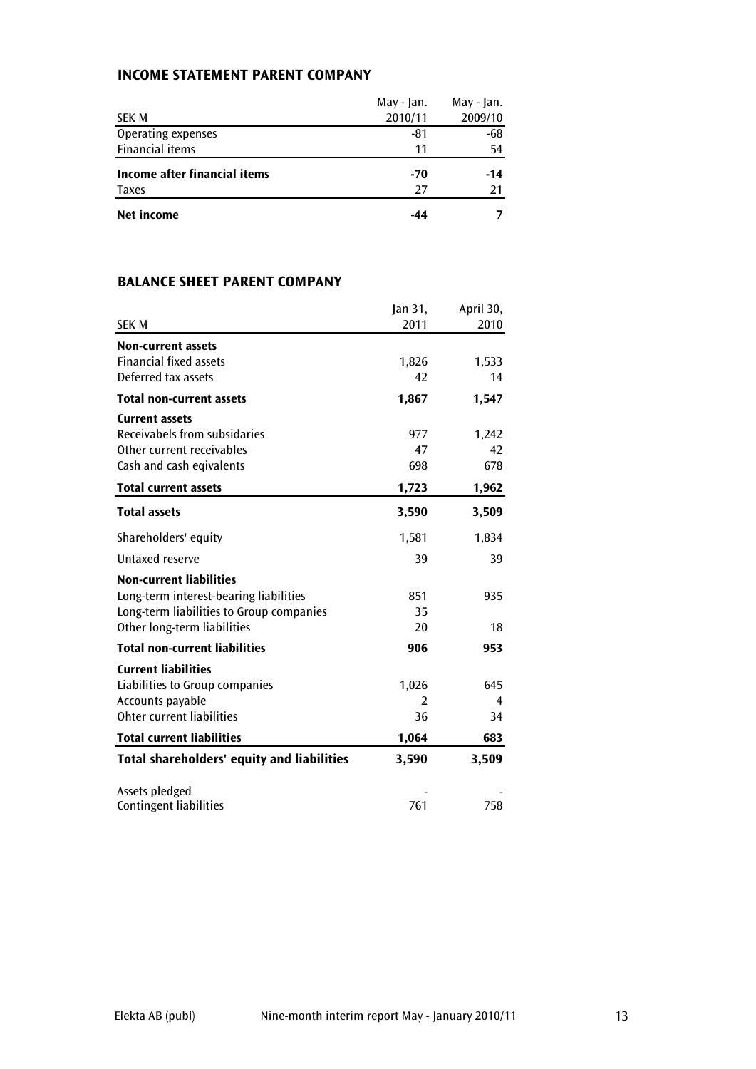## INCOME STATEMENT PARENT COMPANY

| SEK M | May - Jan. 2010/11 | May - Jan. 2009/10 |
|---|---|---|
| Operating expenses | -81 | -68 |
| Financial items | 11 | 54 |
| **Income after financial items** | **-70** | **-14** |
| Taxes | 27 | 21 |
| **Net income** | **-44** | **7** |

## BALANCE SHEET PARENT COMPANY

| SEK M | Jan 31, 2011 | April 30, 2010 |
|---|---|---|
| **Non-current assets** | | |
| Financial fixed assets | 1,826 | 1,533 |
| Deferred tax assets | 42 | 14 |
| **Total non-current assets** | **1,867** | **1,547** |
| **Current assets** | | |
| Receivabels from subsidaries | 977 | 1,242 |
| Other current receivables | 47 | 42 |
| Cash and cash eqivalents | 698 | 678 |
| **Total current assets** | **1,723** | **1,962** |
| **Total assets** | **3,590** | **3,509** |
| Shareholders' equity | 1,581 | 1,834 |
| Untaxed reserve | 39 | 39 |
| **Non-current liabilities** | | |
| Long-term interest-bearing liabilities | 851 | 935 |
| Long-term liabilities to Group companies | 35 | |
| Other long-term liabilities | 20 | 18 |
| **Total non-current liabilities** | **906** | **953** |
| **Current liabilities** | | |
| Liabilities to Group companies | 1,026 | 645 |
| Accounts payable | 2 | 4 |
| Ohter current liabilities | 36 | 34 |
| **Total current liabilities** | **1,064** | **683** |
| **Total shareholders' equity and liabilities** | **3,590** | **3,509** |
| Assets pledged | - | - |
| Contingent liabilities | 761 | 758 |